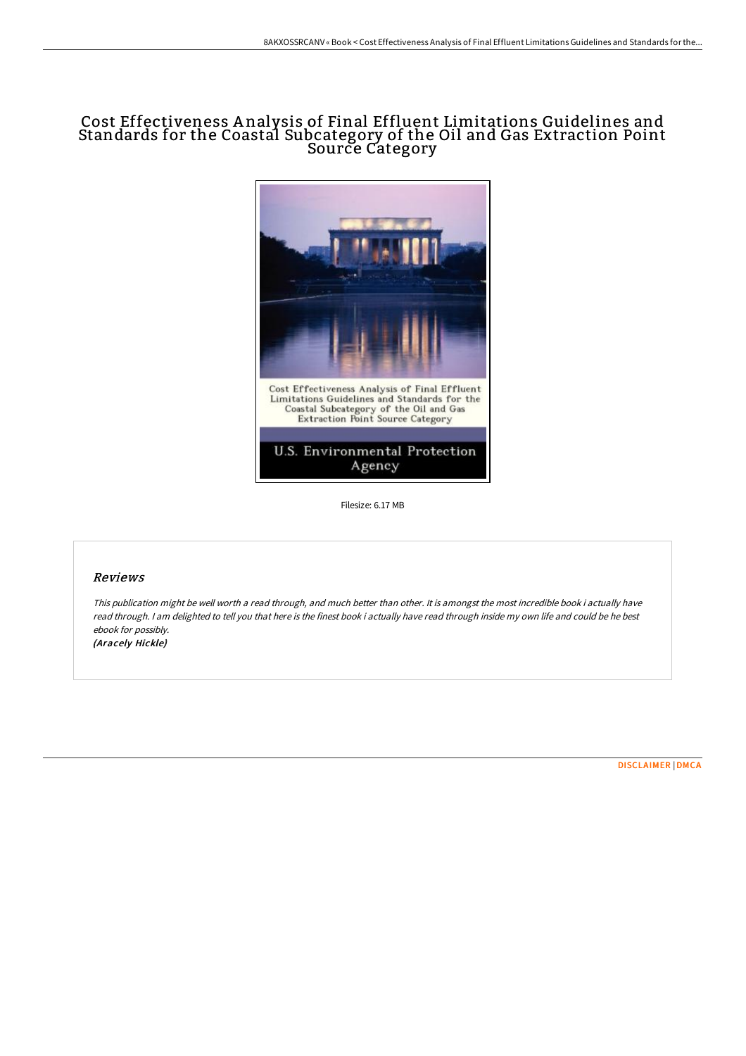# Cost Effectiveness Analysis of Final Effluent Limitations Guidelines and Standards for the Coastal Subcategory of the Oil and Gas Extraction Point Source Category

Filesize: 6.17 MB

## *Reviews*

*This publication might be well worth a read through, and much better than other. It is amongst the most incredible book i actually have read through. I am delighted to tell you that here is the finest book i actually have read through inside my own life and could be he best ebook for possibly.*
***(Aracely Hickle)***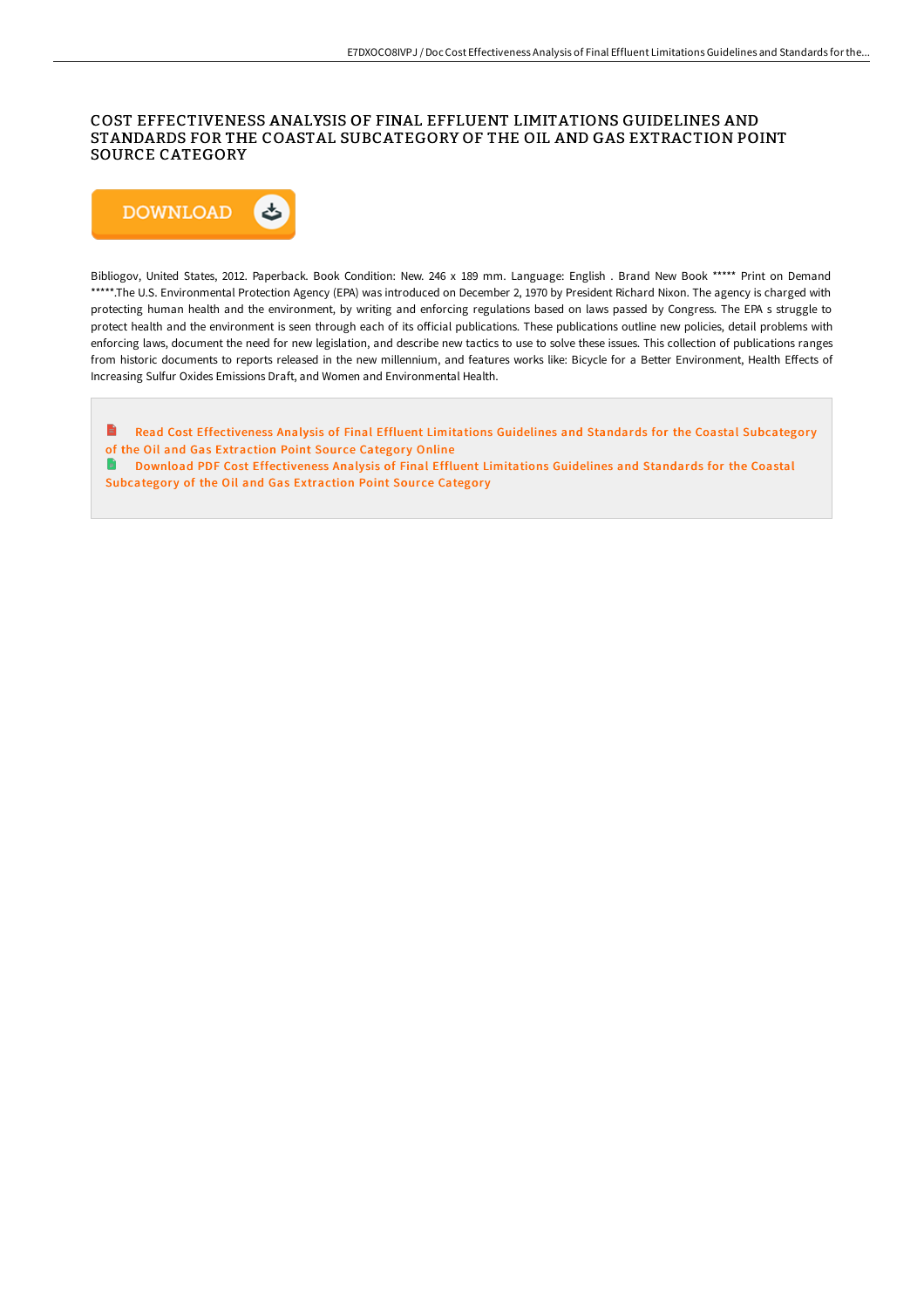# COST EFFECTIVENESS ANALYSIS OF FINAL EFFLUENT LIMITATIONS GUIDELINES AND STANDARDS FOR THE COASTAL SUBCATEGORY OF THE OIL AND GAS EXTRACTION POINT SOURCE CATEGORY

DOWNLOAD

Bibliogov, United States, 2012. Paperback. Book Condition: New. 246 x 189 mm. Language: English . Brand New Book ***** Print on Demand *****.The U.S. Environmental Protection Agency (EPA) was introduced on December 2, 1970 by President Richard Nixon. The agency is charged with protecting human health and the environment, by writing and enforcing regulations based on laws passed by Congress. The EPA s struggle to protect health and the environment is seen through each of its official publications. These publications outline new policies, detail problems with enforcing laws, document the need for new legislation, and describe new tactics to use to solve these issues. This collection of publications ranges from historic documents to reports released in the new millennium, and features works like: Bicycle for a Better Environment, Health Effects of Increasing Sulfur Oxides Emissions Draft, and Women and Environmental Health.

Read Cost Effectiveness Analysis of Final Effluent Limitations Guidelines and Standards for the Coastal Subcategory of the Oil and Gas Extraction Point Source Category Online

Download PDF Cost Effectiveness Analysis of Final Effluent Limitations Guidelines and Standards for the Coastal Subcategory of the Oil and Gas Extraction Point Source Category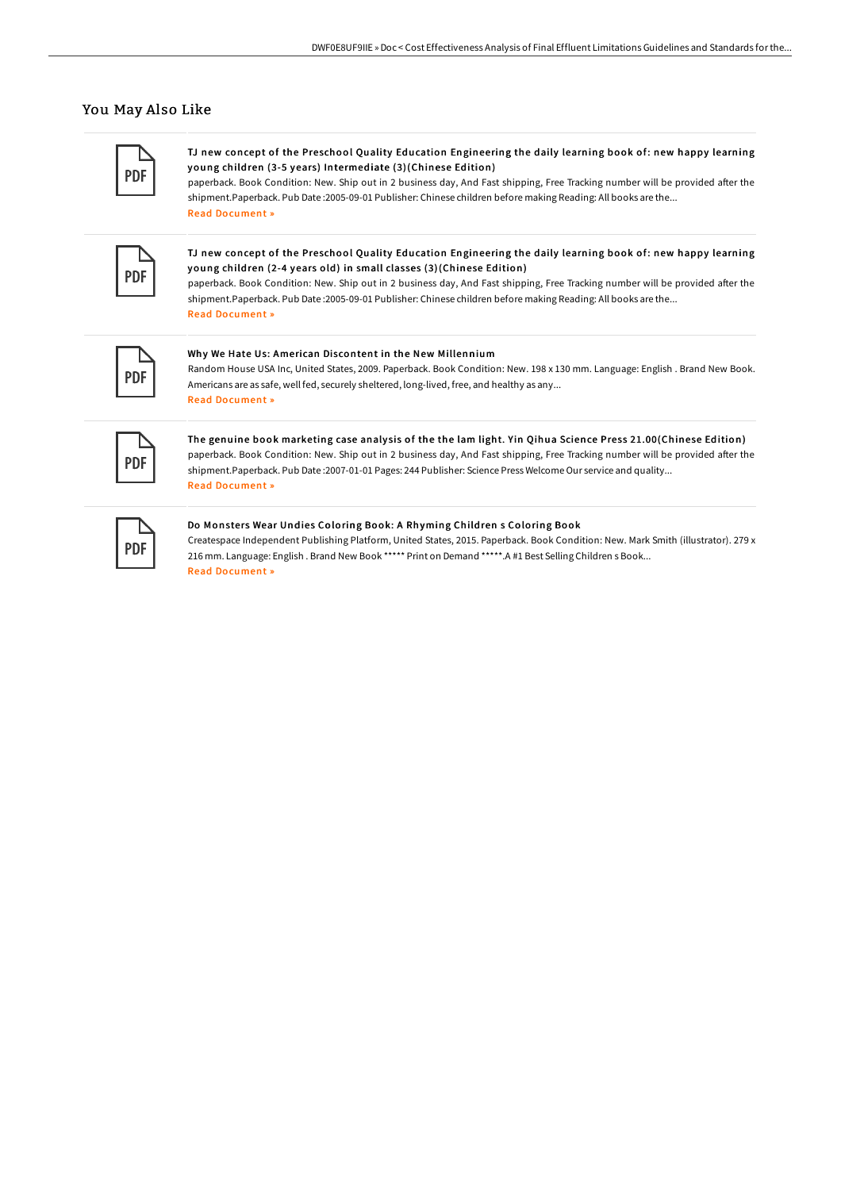## You May Also Like

**TJ new concept of the Preschool Quality Education Engineering the daily learning book of: new happy learning young children (3-5 years) Intermediate (3)(Chinese Edition)**

paperback. Book Condition: New. Ship out in 2 business day, And Fast shipping, Free Tracking number will be provided after the shipment.Paperback. Pub Date :2005-09-01 Publisher: Chinese children before making Reading: All books are the...

Read Document »

**TJ new concept of the Preschool Quality Education Engineering the daily learning book of: new happy learning young children (2-4 years old) in small classes (3)(Chinese Edition)**

paperback. Book Condition: New. Ship out in 2 business day, And Fast shipping, Free Tracking number will be provided after the shipment.Paperback. Pub Date :2005-09-01 Publisher: Chinese children before making Reading: All books are the...

Read Document »

**Why We Hate Us: American Discontent in the New Millennium**

Random House USA Inc, United States, 2009. Paperback. Book Condition: New. 198 x 130 mm. Language: English . Brand New Book. Americans are as safe, well fed, securely sheltered, long-lived, free, and healthy as any...

Read Document »

**The genuine book marketing case analysis of the the lam light. Yin Qihua Science Press 21.00(Chinese Edition)**

paperback. Book Condition: New. Ship out in 2 business day, And Fast shipping, Free Tracking number will be provided after the shipment.Paperback. Pub Date :2007-01-01 Pages: 244 Publisher: Science Press Welcome Our service and quality...

Read Document »

**Do Monsters Wear Undies Coloring Book: A Rhyming Children s Coloring Book**

Createspace Independent Publishing Platform, United States, 2015. Paperback. Book Condition: New. Mark Smith (illustrator). 279 x 216 mm. Language: English . Brand New Book ***** Print on Demand *****.A #1 Best Selling Children s Book...

Read Document »